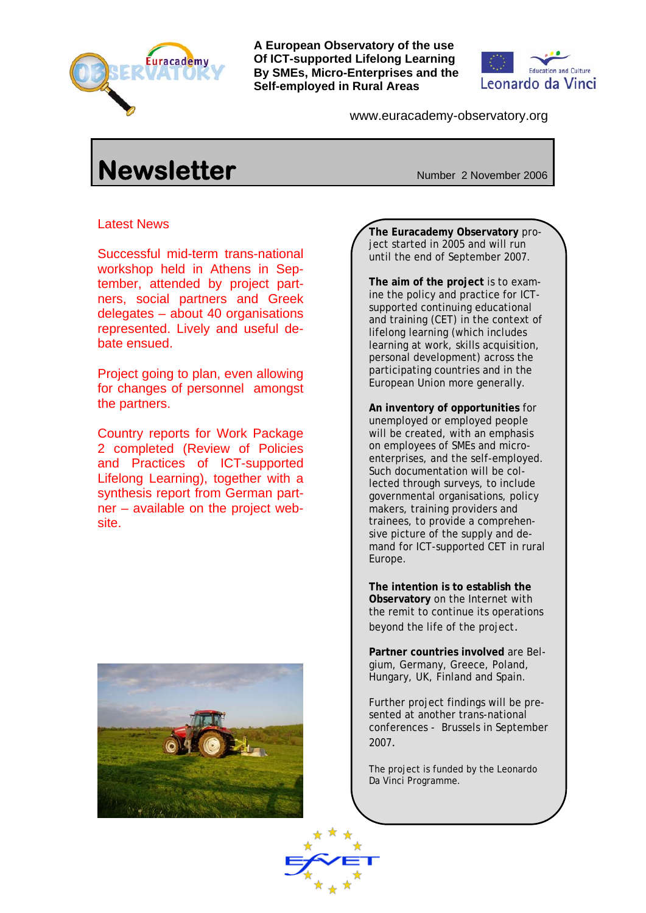A European Observatory of the use Of ICT-supported Lifelong Learning By SMEs, Micro-Enterprises and the Self-employed in Rural Areas

www.euracademy-observatory.org

# Newsletter

Number 2 November 2006

## Latest News

Successful mid-term trans-national workshop held in Athens in September, attended by project partners, social partners and Greek delegates – about 40 organisations represented. Lively and useful debate ensued.

Project going to plan, even allowing for changes of personnel amongst the partners.

Country reports for Work Package 2 completed (Review of Policies and Practices of ICT-supported Lifelong Learning), together with a synthesis report from German partner – available on the project website.

**The Euracademy Observatory** project started in 2005 and will run until the end of September 2007.

**The aim of the project** is to examine the policy and practice for ICT-supported continuing educational and training (CET) in the context of lifelong learning (which includes learning at work, skills acquisition, personal development) across the participating countries and in the European Union more generally.

**An inventory of opportunities** for unemployed or employed people will be created, with an emphasis on employees of SMEs and micro-enterprises, and the self-employed. Such documentation will be collected through surveys, to include governmental organisations, policy makers, training providers and trainees, to provide a comprehensive picture of the supply and demand for ICT-supported CET in rural Europe.

**The intention is to establish the Observatory** on the Internet with the remit to continue its operations beyond the life of the project.

**Partner countries involved** are Belgium, Germany, Greece, Poland, Hungary, UK, Finland and Spain.

Further project findings will be presented at another trans-national conferences - Brussels in September 2007.

The project is funded by the Leonardo Da Vinci Programme.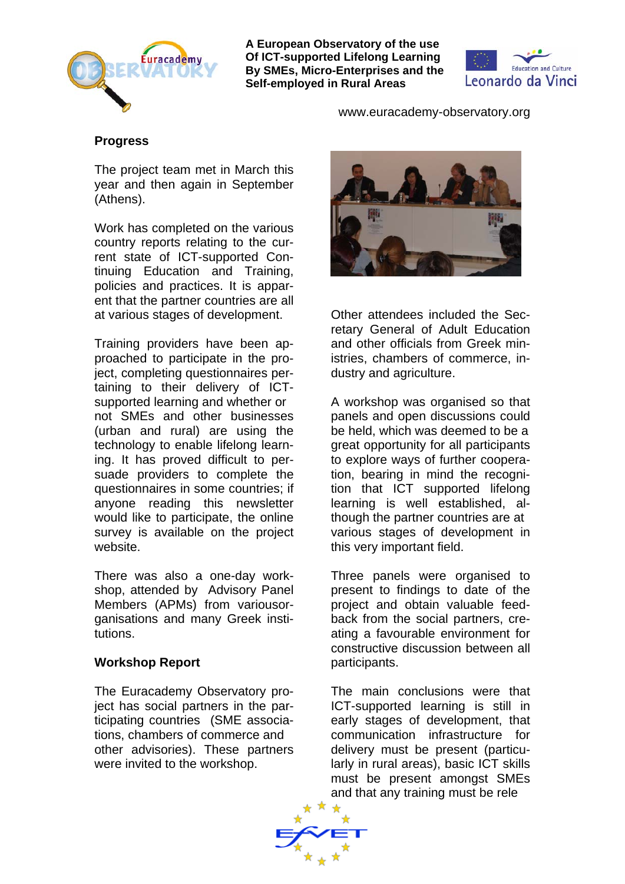## Progress

The project team met in March this year and then again in September (Athens).

Work has completed on the various country reports relating to the current state of ICT-supported Continuing Education and Training, policies and practices. It is apparent that the partner countries are all at various stages of development.

Training providers have been approached to participate in the project, completing questionnaires pertaining to their delivery of ICT-supported learning and whether or not SMEs and other businesses (urban and rural) are using the technology to enable lifelong learning. It has proved difficult to persuade providers to complete the questionnaires in some countries; if anyone reading this newsletter would like to participate, the online survey is available on the project website.

There was also a one-day workshop, attended by Advisory Panel Members (APMs) from variousorganisations and many Greek institutions.

## Workshop Report

The Euracademy Observatory project has social partners in the participating countries (SME associations, chambers of commerce and other advisories). These partners were invited to the workshop.

Other attendees included the Secretary General of Adult Education and other officials from Greek ministries, chambers of commerce, industry and agriculture.

A workshop was organised so that panels and open discussions could be held, which was deemed to be a great opportunity for all participants to explore ways of further cooperation, bearing in mind the recognition that ICT supported lifelong learning is well established, although the partner countries are at various stages of development in this very important field.

Three panels were organised to present to findings to date of the project and obtain valuable feedback from the social partners, creating a favourable environment for constructive discussion between all participants.

The main conclusions were that ICT-supported learning is still in early stages of development, that communication infrastructure for delivery must be present (particularly in rural areas), basic ICT skills must be present amongst SMEs and that any training must be rele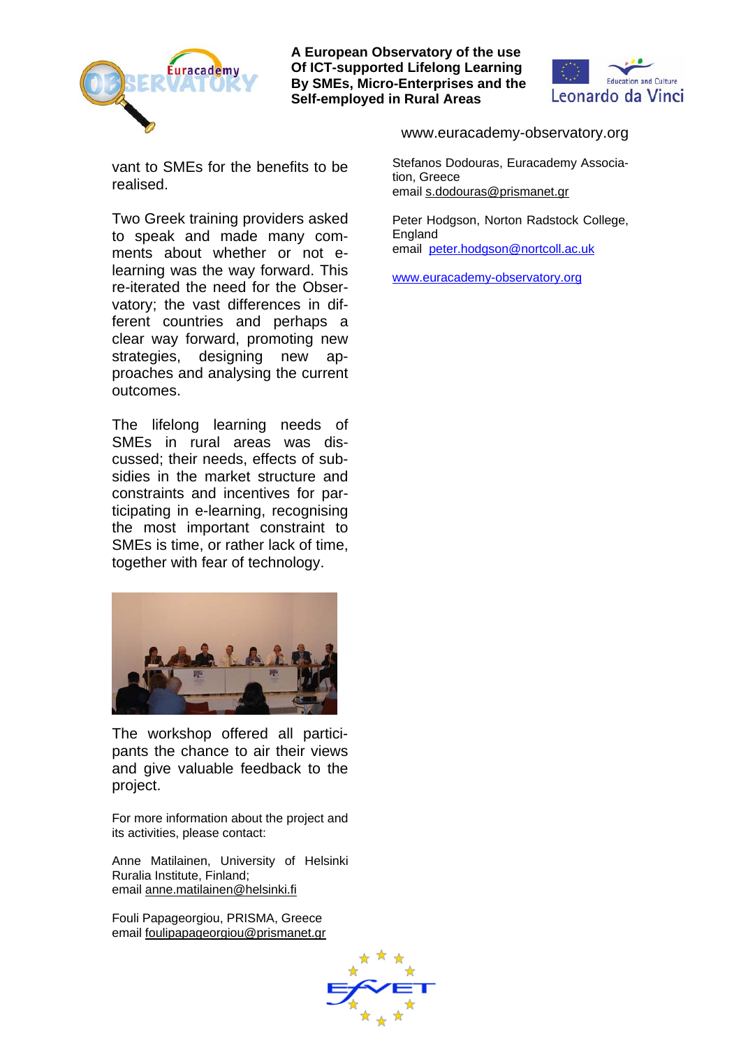vant to SMEs for the benefits to be realised.

Two Greek training providers asked to speak and made many comments about whether or not e-learning was the way forward. This re-iterated the need for the Observatory; the vast differences in different countries and perhaps a clear way forward, promoting new strategies, designing new approaches and analysing the current outcomes.

The lifelong learning needs of SMEs in rural areas was discussed; their needs, effects of subsidies in the market structure and constraints and incentives for participating in e-learning, recognising the most important constraint to SMEs is time, or rather lack of time, together with fear of technology.

The workshop offered all participants the chance to air their views and give valuable feedback to the project.

For more information about the project and its activities, please contact:

Anne Matilainen, University of Helsinki Ruralia Institute, Finland;
email anne.matilainen@helsinki.fi

Fouli Papageorgiou, PRISMA, Greece
email foulipapageorgiou@prismanet.gr

Stefanos Dodouras, Euracademy Association, Greece
email s.dodouras@prismanet.gr

Peter Hodgson, Norton Radstock College, England
email peter.hodgson@nortcoll.ac.uk

www.euracademy-observatory.org